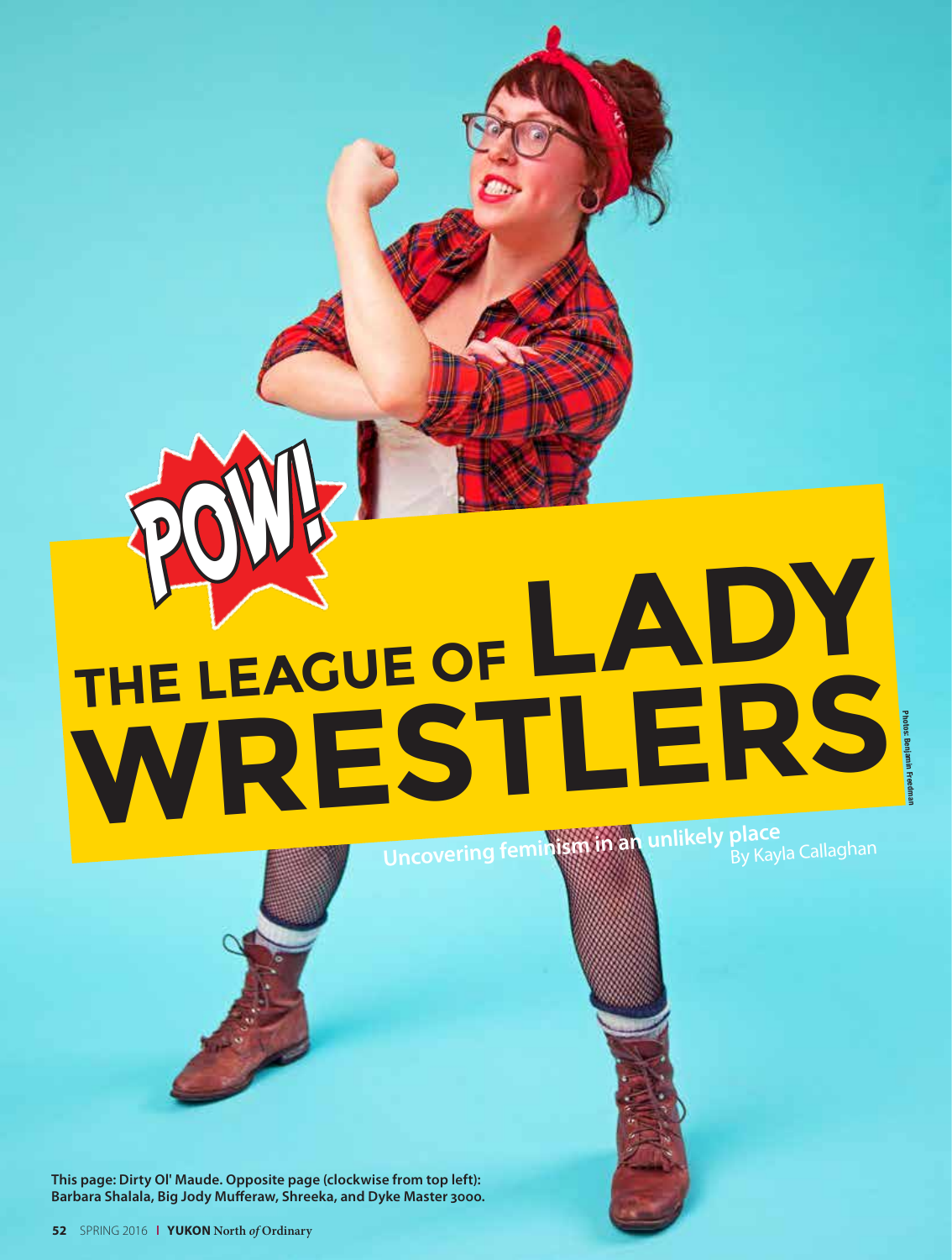POW!

# THE LEAGUE OF LADY WRESTLERS

## Uncovering feminism in an unlikely place

By Kayla Callaghan

Photos: Benjamin Freedman

**This page: Dirty Ol' Maude. Opposite page (clockwise from top left): Barbara Shalala, Big Jody Mufferaw, Shreeka, and Dyke Master 3000.**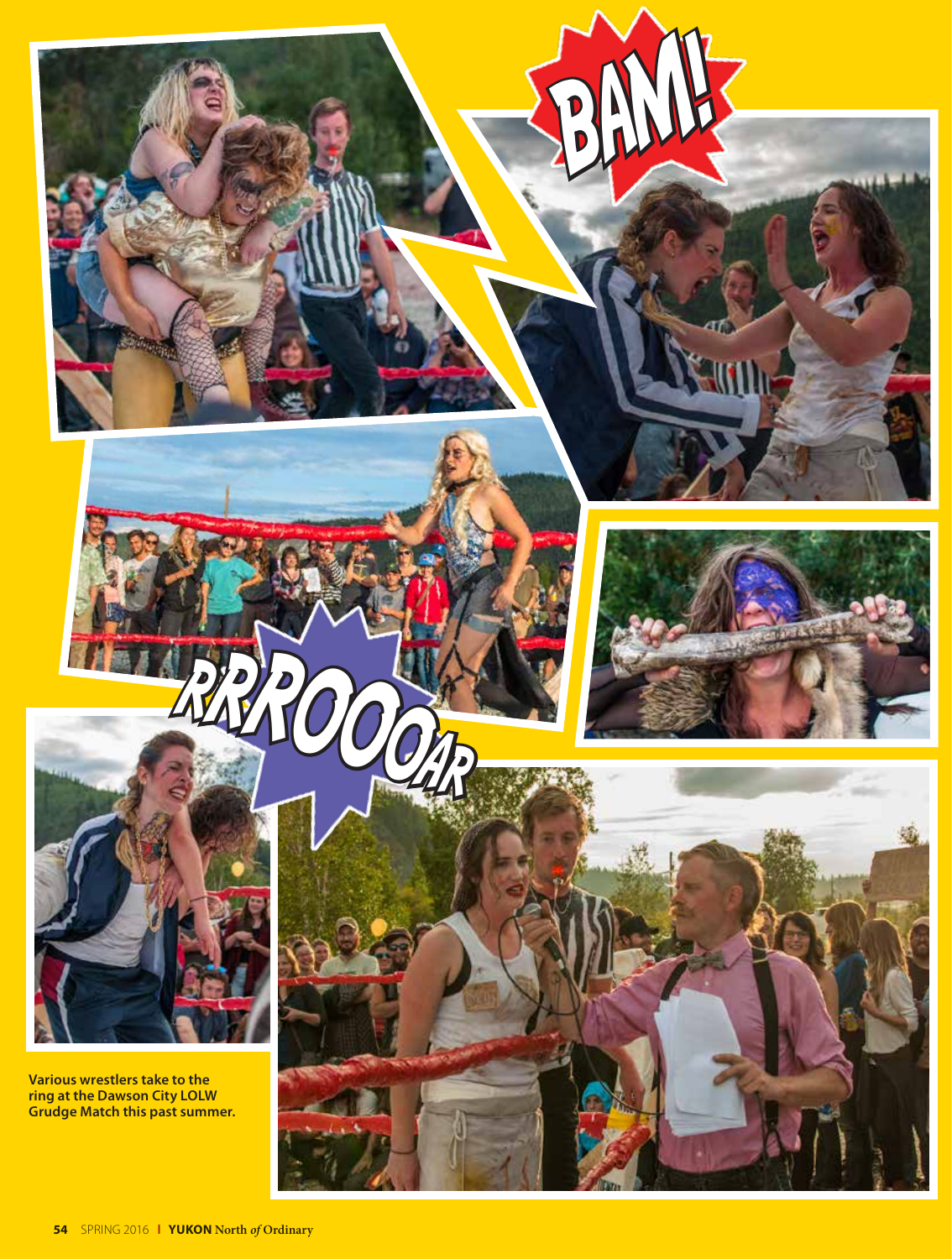Various wrestlers take to the ring at the Dawson City LOLW Grudge Match this past summer.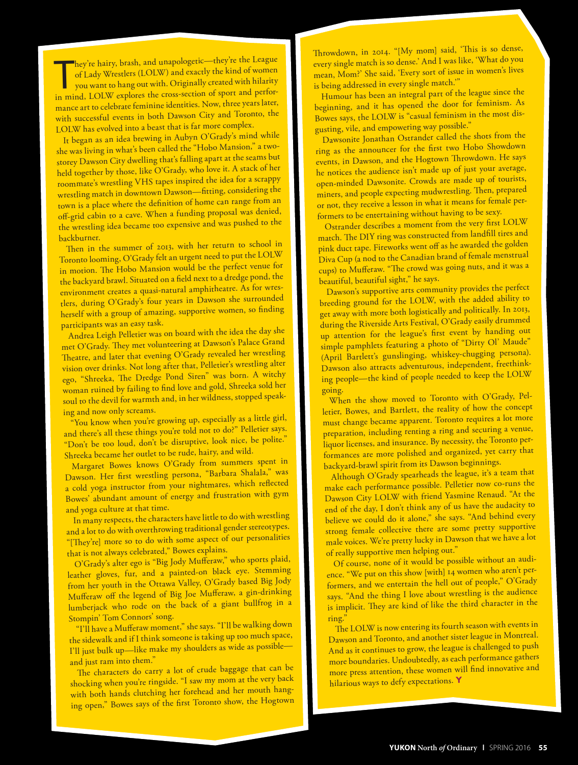They're hairy, brash, and unapologetic—they're the League of Lady Wrestlers (LOLW) and exactly the kind of women you want to hang out with. Originally created with hilarity in mind, LOLW explores the cross-section of sport and performance art to celebrate feminine identities. Now, three years later, with successful events in both Dawson City and Toronto, the LOLW has evolved into a beast that is far more complex.

It began as an idea brewing in Aubyn O'Grady's mind while she was living in what's been called the "Hobo Mansion," a two-storey Dawson City dwelling that's falling apart at the seams but held together by those, like O'Grady, who love it. A stack of her roommate's wrestling VHS tapes inspired the idea for a scrappy wrestling match in downtown Dawson—fitting, considering the town is a place where the definition of home can range from an off-grid cabin to a cave. When a funding proposal was denied, the wrestling idea became too expensive and was pushed to the backburner.

Then in the summer of 2013, with her return to school in Toronto looming, O'Grady felt an urgent need to put the LOLW in motion. The Hobo Mansion would be the perfect venue for the backyard brawl. Situated on a field next to a dredge pond, the environment creates a quasi-natural amphitheatre. As for wrestlers, during O'Grady's four years in Dawson she surrounded herself with a group of amazing, supportive women, so finding participants was an easy task.

Andrea Leigh Pelletier was on board with the idea the day she met O'Grady. They met volunteering at Dawson's Palace Grand Theatre, and later that evening O'Grady revealed her wrestling vision over drinks. Not long after that, Pelletier's wrestling alter ego, "Shreeka, The Dredge Pond Siren" was born. A witchy woman ruined by failing to find love and gold, Shreeka sold her soul to the devil for warmth and, in her wildness, stopped speaking and now only screams.

"You know when you're growing up, especially as a little girl, and there's all these things you're told not to do?" Pelletier says. "Don't be too loud, don't be disruptive, look nice, be polite." Shreeka became her outlet to be rude, hairy, and wild.

Margaret Bowes knows O'Grady from summers spent in Dawson. Her first wrestling persona, "Barbara Shalala," was a cold yoga instructor from your nightmares, which reflected Bowes' abundant amount of energy and frustration with gym and yoga culture at that time.

In many respects, the characters have little to do with wrestling and a lot to do with overthrowing traditional gender stereotypes. "[They're] more so to do with some aspect of our personalities that is not always celebrated," Bowes explains.

O'Grady's alter ego is "Big Jody Mufferaw," who sports plaid, leather gloves, fur, and a painted-on black eye. Stemming from her youth in the Ottawa Valley, O'Grady based Big Jody Mufferaw off the legend of Big Joe Mufferaw, a gin-drinking lumberjack who rode on the back of a giant bullfrog in a Stompin' Tom Connors' song.

"I'll have a Mufferaw moment," she says. "I'll be walking down the sidewalk and if I think someone is taking up too much space, I'll just bulk up—like make my shoulders as wide as possible—and just ram into them."

The characters do carry a lot of crude baggage that can be shocking when you're ringside. "I saw my mom at the very back with both hands clutching her forehead and her mouth hanging open," Bowes says of the first Toronto show, the Hogtown Throwdown, in 2014. "[My mom] said, 'This is so dense, every single match is so dense.' And I was like, 'What do you mean, Mom?' She said, 'Every sort of issue in women's lives is being addressed in every single match.'"

Humour has been an integral part of the league since the beginning, and it has opened the door for feminism. As Bowes says, the LOLW is "casual feminism in the most disgusting, vile, and empowering way possible."

Dawsonite Jonathan Ostrander called the shots from the ring as the announcer for the first two Hobo Showdown events, in Dawson, and the Hogtown Throwdown. He says he notices the audience isn't made up of just your average, open-minded Dawsonite. Crowds are made up of tourists, miners, and people expecting mudwrestling. Then, prepared or not, they receive a lesson in what it means for female performers to be entertaining without having to be sexy.

Ostrander describes a moment from the very first LOLW match. The DIY ring was constructed from landfill tires and pink duct tape. Fireworks went off as he awarded the golden Diva Cup (a nod to the Canadian brand of female menstrual cups) to Mufferaw. "The crowd was going nuts, and it was a beautiful, beautiful sight," he says.

Dawson's supportive arts community provides the perfect breeding ground for the LOLW, with the added ability to get away with more both logistically and politically. In 2013, during the Riverside Arts Festival, O'Grady easily drummed up attention for the league's first event by handing out simple pamphlets featuring a photo of "Dirty Ol' Maude" (April Bartlett's gunslinging, whiskey-chugging persona). Dawson also attracts adventurous, independent, freethinking people—the kind of people needed to keep the LOLW going.

When the show moved to Toronto with O'Grady, Pelletier, Bowes, and Bartlett, the reality of how the concept must change became apparent. Toronto requires a lot more preparation, including renting a ring and securing a venue, liquor licenses, and insurance. By necessity, the Toronto performances are more polished and organized, yet carry that backyard-brawl spirit from its Dawson beginnings.

Although O'Grady spearheads the league, it's a team that make each performance possible. Pelletier now co-runs the Dawson City LOLW with friend Yasmine Renaud. "At the end of the day, I don't think any of us have the audacity to believe we could do it alone," she says. "And behind every strong female collective there are some pretty supportive male voices. We're pretty lucky in Dawson that we have a lot of really supportive men helping out."

Of course, none of it would be possible without an audience. "We put on this show [with] 14 women who aren't performers, and we entertain the hell out of people," O'Grady says. "And the thing I love about wrestling is the audience is implicit. They are kind of like the third character in the ring."

The LOLW is now entering its fourth season with events in Dawson and Toronto, and another sister league in Montreal. And as it continues to grow, the league is challenged to push more boundaries. Undoubtedly, as each performance gathers more press attention, these women will find innovative and hilarious ways to defy expectations. **Y**